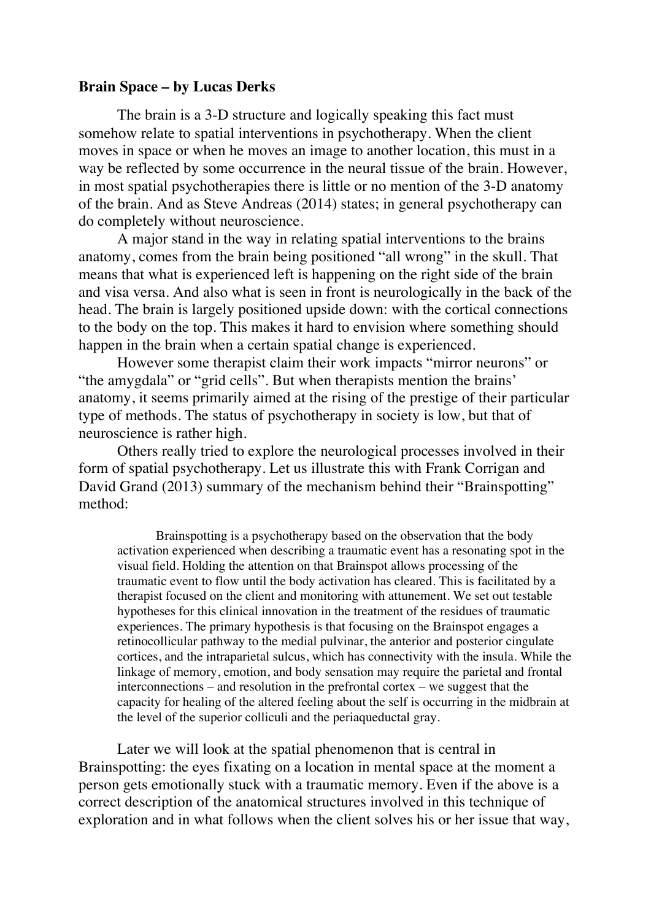**Brain Space – by Lucas Derks**

The brain is a 3-D structure and logically speaking this fact must somehow relate to spatial interventions in psychotherapy. When the client moves in space or when he moves an image to another location, this must in a way be reflected by some occurrence in the neural tissue of the brain. However, in most spatial psychotherapies there is little or no mention of the 3-D anatomy of the brain. And as Steve Andreas (2014) states; in general psychotherapy can do completely without neuroscience.

A major stand in the way in relating spatial interventions to the brains anatomy, comes from the brain being positioned "all wrong" in the skull. That means that what is experienced left is happening on the right side of the brain and visa versa. And also what is seen in front is neurologically in the back of the head. The brain is largely positioned upside down: with the cortical connections to the body on the top. This makes it hard to envision where something should happen in the brain when a certain spatial change is experienced.

However some therapist claim their work impacts "mirror neurons" or "the amygdala" or "grid cells". But when therapists mention the brains' anatomy, it seems primarily aimed at the rising of the prestige of their particular type of methods. The status of psychotherapy in society is low, but that of neuroscience is rather high.

Others really tried to explore the neurological processes involved in their form of spatial psychotherapy. Let us illustrate this with Frank Corrigan and David Grand (2013) summary of the mechanism behind their "Brainspotting" method:

> Brainspotting is a psychotherapy based on the observation that the body activation experienced when describing a traumatic event has a resonating spot in the visual field. Holding the attention on that Brainspot allows processing of the traumatic event to flow until the body activation has cleared. This is facilitated by a therapist focused on the client and monitoring with attunement. We set out testable hypotheses for this clinical innovation in the treatment of the residues of traumatic experiences. The primary hypothesis is that focusing on the Brainspot engages a retinocollicular pathway to the medial pulvinar, the anterior and posterior cingulate cortices, and the intraparietal sulcus, which has connectivity with the insula. While the linkage of memory, emotion, and body sensation may require the parietal and frontal interconnections – and resolution in the prefrontal cortex – we suggest that the capacity for healing of the altered feeling about the self is occurring in the midbrain at the level of the superior colliculi and the periaqueductal gray.

Later we will look at the spatial phenomenon that is central in Brainspotting: the eyes fixating on a location in mental space at the moment a person gets emotionally stuck with a traumatic memory. Even if the above is a correct description of the anatomical structures involved in this technique of exploration and in what follows when the client solves his or her issue that way,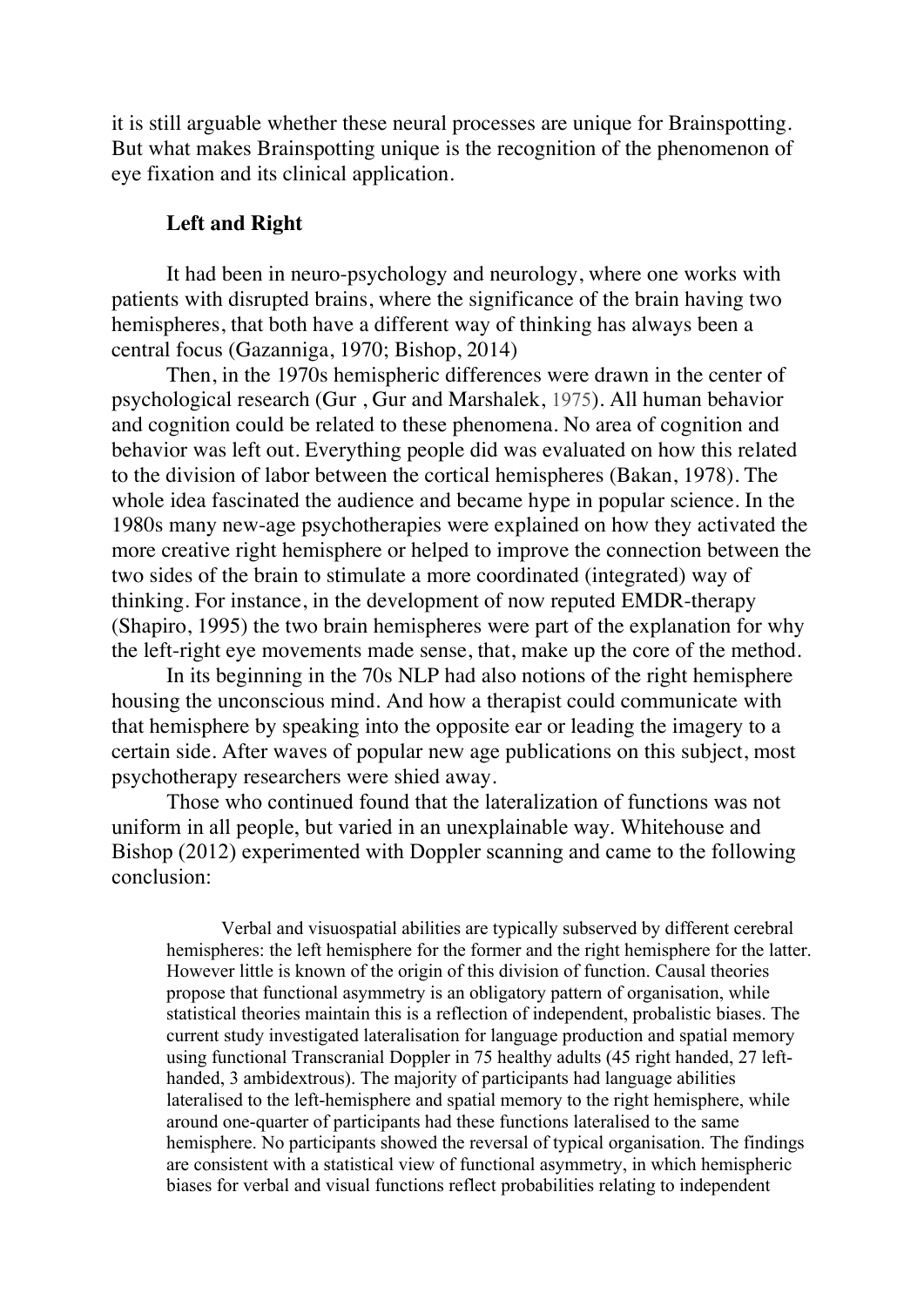it is still arguable whether these neural processes are unique for Brainspotting. But what makes Brainspotting unique is the recognition of the phenomenon of eye fixation and its clinical application.

**Left and Right**

It had been in neuro-psychology and neurology, where one works with patients with disrupted brains, where the significance of the brain having two hemispheres, that both have a different way of thinking has always been a central focus (Gazanniga, 1970; Bishop, 2014)

Then, in the 1970s hemispheric differences were drawn in the center of psychological research (Gur , Gur and Marshalek, 1975). All human behavior and cognition could be related to these phenomena. No area of cognition and behavior was left out. Everything people did was evaluated on how this related to the division of labor between the cortical hemispheres (Bakan, 1978). The whole idea fascinated the audience and became hype in popular science. In the 1980s many new-age psychotherapies were explained on how they activated the more creative right hemisphere or helped to improve the connection between the two sides of the brain to stimulate a more coordinated (integrated) way of thinking. For instance, in the development of now reputed EMDR-therapy (Shapiro, 1995) the two brain hemispheres were part of the explanation for why the left-right eye movements made sense, that, make up the core of the method.

In its beginning in the 70s NLP had also notions of the right hemisphere housing the unconscious mind. And how a therapist could communicate with that hemisphere by speaking into the opposite ear or leading the imagery to a certain side. After waves of popular new age publications on this subject, most psychotherapy researchers were shied away.

Those who continued found that the lateralization of functions was not uniform in all people, but varied in an unexplainable way. Whitehouse and Bishop (2012) experimented with Doppler scanning and came to the following conclusion:

> Verbal and visuospatial abilities are typically subserved by different cerebral hemispheres: the left hemisphere for the former and the right hemisphere for the latter. However little is known of the origin of this division of function. Causal theories propose that functional asymmetry is an obligatory pattern of organisation, while statistical theories maintain this is a reflection of independent, probalistic biases. The current study investigated lateralisation for language production and spatial memory using functional Transcranial Doppler in 75 healthy adults (45 right handed, 27 left-handed, 3 ambidextrous). The majority of participants had language abilities lateralised to the left-hemisphere and spatial memory to the right hemisphere, while around one-quarter of participants had these functions lateralised to the same hemisphere. No participants showed the reversal of typical organisation. The findings are consistent with a statistical view of functional asymmetry, in which hemispheric biases for verbal and visual functions reflect probabilities relating to independent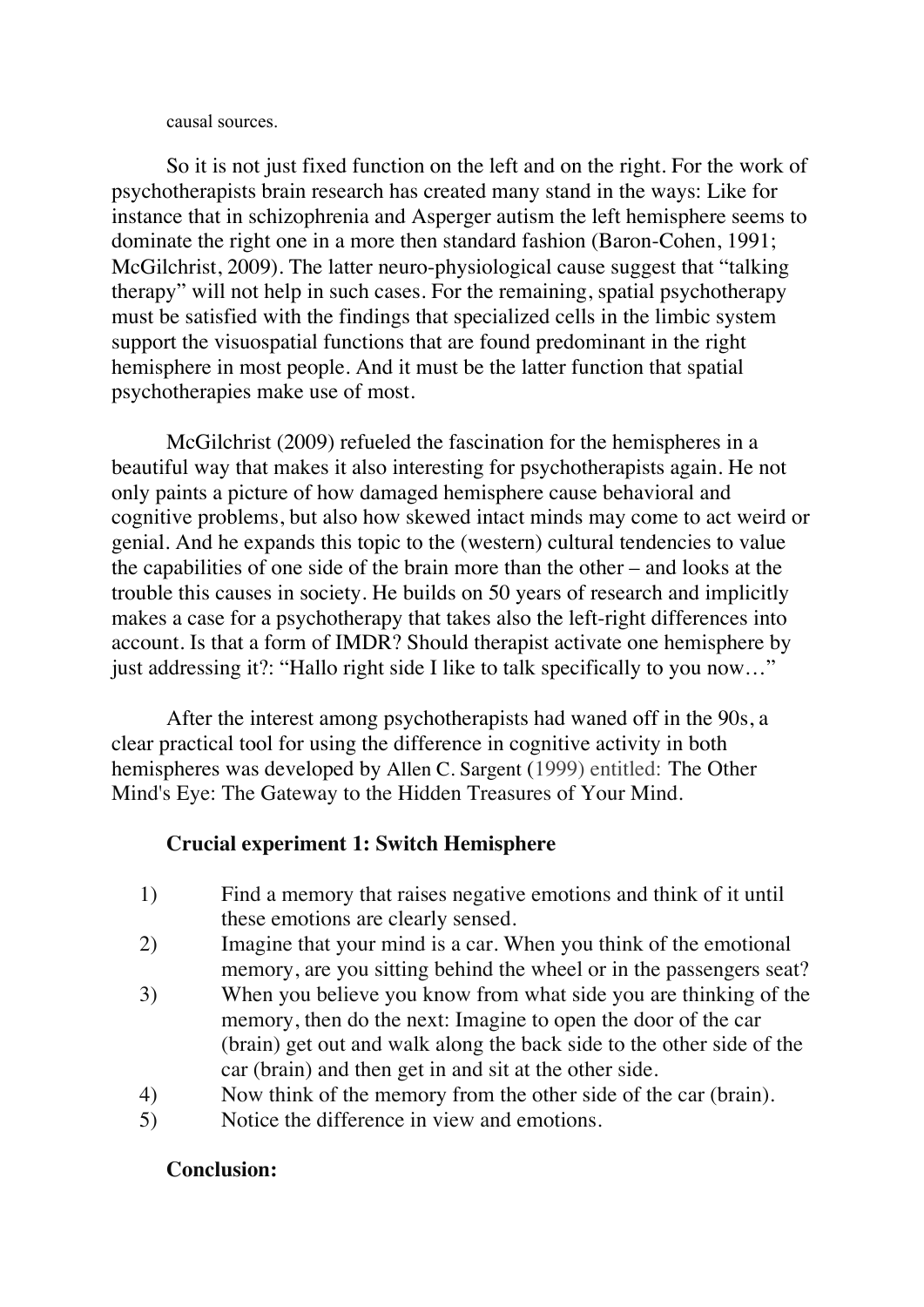causal sources.

So it is not just fixed function on the left and on the right. For the work of psychotherapists brain research has created many stand in the ways: Like for instance that in schizophrenia and Asperger autism the left hemisphere seems to dominate the right one in a more then standard fashion (Baron-Cohen, 1991; McGilchrist, 2009). The latter neuro-physiological cause suggest that "talking therapy" will not help in such cases. For the remaining, spatial psychotherapy must be satisfied with the findings that specialized cells in the limbic system support the visuospatial functions that are found predominant in the right hemisphere in most people. And it must be the latter function that spatial psychotherapies make use of most.

McGilchrist (2009) refueled the fascination for the hemispheres in a beautiful way that makes it also interesting for psychotherapists again. He not only paints a picture of how damaged hemisphere cause behavioral and cognitive problems, but also how skewed intact minds may come to act weird or genial. And he expands this topic to the (western) cultural tendencies to value the capabilities of one side of the brain more than the other – and looks at the trouble this causes in society. He builds on 50 years of research and implicitly makes a case for a psychotherapy that takes also the left-right differences into account. Is that a form of IMDR? Should therapist activate one hemisphere by just addressing it?: "Hallo right side I like to talk specifically to you now…"

After the interest among psychotherapists had waned off in the 90s, a clear practical tool for using the difference in cognitive activity in both hemispheres was developed by Allen C. Sargent (1999) entitled: The Other Mind's Eye: The Gateway to the Hidden Treasures of Your Mind.

**Crucial experiment 1: Switch Hemisphere**

1) Find a memory that raises negative emotions and think of it until these emotions are clearly sensed.
2) Imagine that your mind is a car. When you think of the emotional memory, are you sitting behind the wheel or in the passengers seat?
3) When you believe you know from what side you are thinking of the memory, then do the next: Imagine to open the door of the car (brain) get out and walk along the back side to the other side of the car (brain) and then get in and sit at the other side.
4) Now think of the memory from the other side of the car (brain).
5) Notice the difference in view and emotions.

**Conclusion:**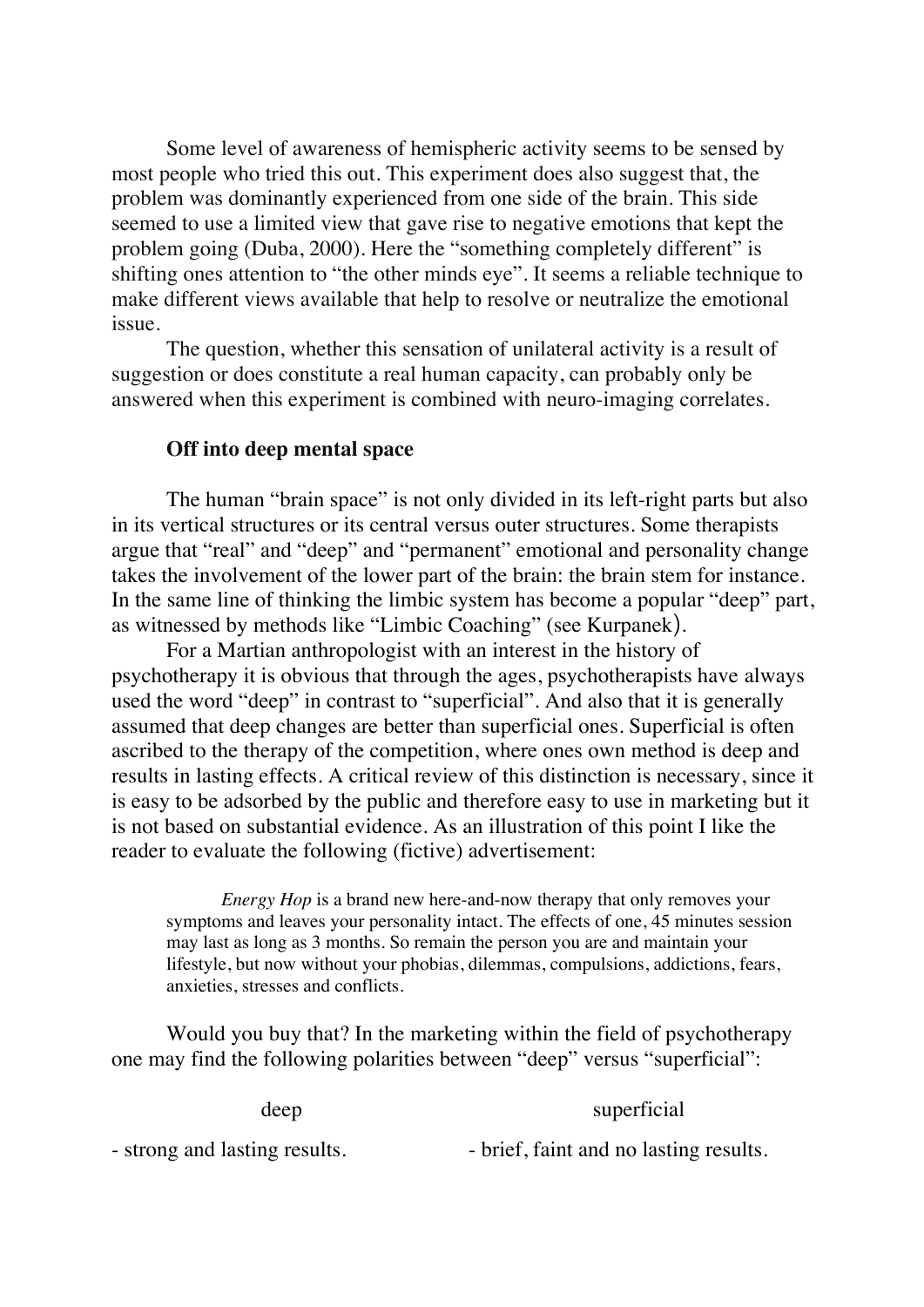Some level of awareness of hemispheric activity seems to be sensed by most people who tried this out. This experiment does also suggest that, the problem was dominantly experienced from one side of the brain. This side seemed to use a limited view that gave rise to negative emotions that kept the problem going (Duba, 2000). Here the "something completely different" is shifting ones attention to "the other minds eye". It seems a reliable technique to make different views available that help to resolve or neutralize the emotional issue.

The question, whether this sensation of unilateral activity is a result of suggestion or does constitute a real human capacity, can probably only be answered when this experiment is combined with neuro-imaging correlates.

### Off into deep mental space

The human "brain space" is not only divided in its left-right parts but also in its vertical structures or its central versus outer structures. Some therapists argue that "real" and "deep" and "permanent" emotional and personality change takes the involvement of the lower part of the brain: the brain stem for instance. In the same line of thinking the limbic system has become a popular "deep" part, as witnessed by methods like "Limbic Coaching" (see Kurpanek).

For a Martian anthropologist with an interest in the history of psychotherapy it is obvious that through the ages, psychotherapists have always used the word "deep" in contrast to "superficial". And also that it is generally assumed that deep changes are better than superficial ones. Superficial is often ascribed to the therapy of the competition, where ones own method is deep and results in lasting effects. A critical review of this distinction is necessary, since it is easy to be adsorbed by the public and therefore easy to use in marketing but it is not based on substantial evidence. As an illustration of this point I like the reader to evaluate the following (fictive) advertisement:

> *Energy Hop* is a brand new here-and-now therapy that only removes your symptoms and leaves your personality intact. The effects of one, 45 minutes session may last as long as 3 months. So remain the person you are and maintain your lifestyle, but now without your phobias, dilemmas, compulsions, addictions, fears, anxieties, stresses and conflicts.

Would you buy that? In the marketing within the field of psychotherapy one may find the following polarities between "deep" versus "superficial":

| deep | superficial |
|---|---|
| - strong and lasting results. | - brief, faint and no lasting results. |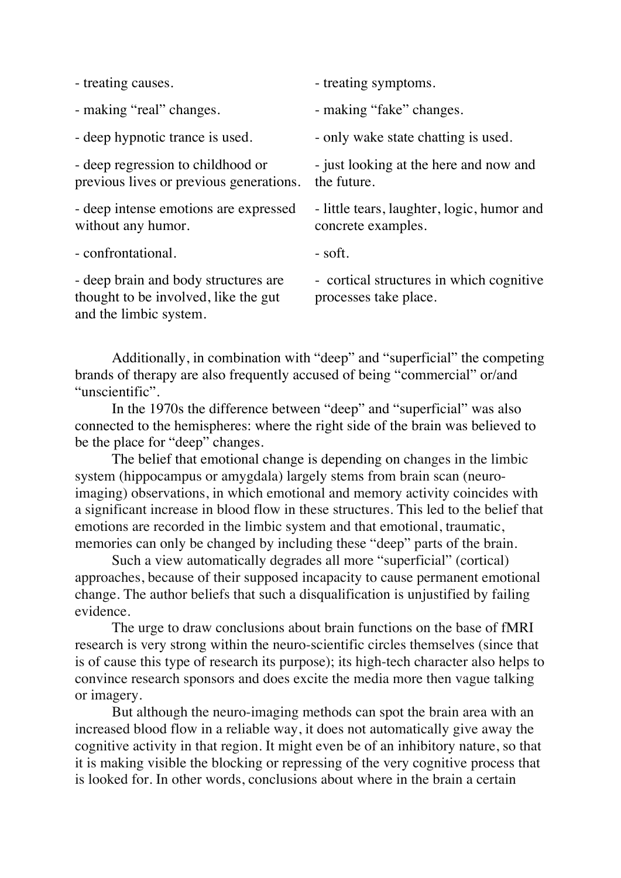| | |
|---|---|
| - treating causes. | - treating symptoms. |
| - making "real" changes. | - making "fake" changes. |
| - deep hypnotic trance is used. | - only wake state chatting is used. |
| - deep regression to childhood or previous lives or previous generations. | - just looking at the here and now and the future. |
| - deep intense emotions are expressed without any humor. | - little tears, laughter, logic, humor and concrete examples. |
| - confrontational. | - soft. |
| - deep brain and body structures are thought to be involved, like the gut and the limbic system. | - cortical structures in which cognitive processes take place. |

Additionally, in combination with "deep" and "superficial" the competing brands of therapy are also frequently accused of being "commercial" or/and "unscientific".

In the 1970s the difference between "deep" and "superficial" was also connected to the hemispheres: where the right side of the brain was believed to be the place for "deep" changes.

The belief that emotional change is depending on changes in the limbic system (hippocampus or amygdala) largely stems from brain scan (neuro-imaging) observations, in which emotional and memory activity coincides with a significant increase in blood flow in these structures. This led to the belief that emotions are recorded in the limbic system and that emotional, traumatic, memories can only be changed by including these "deep" parts of the brain.

Such a view automatically degrades all more "superficial" (cortical) approaches, because of their supposed incapacity to cause permanent emotional change. The author beliefs that such a disqualification is unjustified by failing evidence.

The urge to draw conclusions about brain functions on the base of fMRI research is very strong within the neuro-scientific circles themselves (since that is of cause this type of research its purpose); its high-tech character also helps to convince research sponsors and does excite the media more then vague talking or imagery.

But although the neuro-imaging methods can spot the brain area with an increased blood flow in a reliable way, it does not automatically give away the cognitive activity in that region. It might even be of an inhibitory nature, so that it is making visible the blocking or repressing of the very cognitive process that is looked for. In other words, conclusions about where in the brain a certain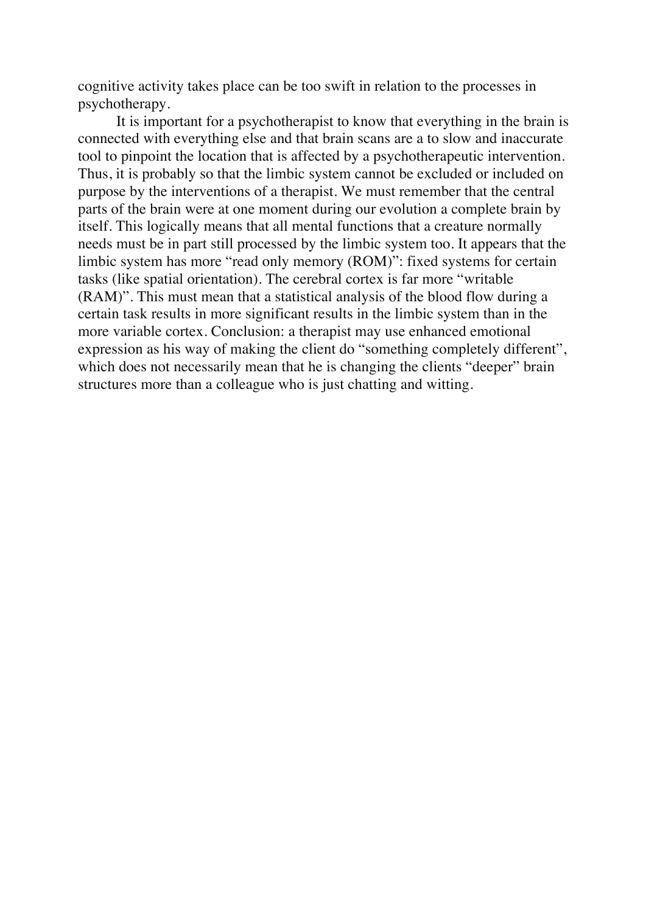cognitive activity takes place can be too swift in relation to the processes in psychotherapy.

It is important for a psychotherapist to know that everything in the brain is connected with everything else and that brain scans are a to slow and inaccurate tool to pinpoint the location that is affected by a psychotherapeutic intervention. Thus, it is probably so that the limbic system cannot be excluded or included on purpose by the interventions of a therapist. We must remember that the central parts of the brain were at one moment during our evolution a complete brain by itself. This logically means that all mental functions that a creature normally needs must be in part still processed by the limbic system too. It appears that the limbic system has more "read only memory (ROM)": fixed systems for certain tasks (like spatial orientation). The cerebral cortex is far more "writable (RAM)". This must mean that a statistical analysis of the blood flow during a certain task results in more significant results in the limbic system than in the more variable cortex. Conclusion: a therapist may use enhanced emotional expression as his way of making the client do "something completely different", which does not necessarily mean that he is changing the clients "deeper" brain structures more than a colleague who is just chatting and witting.